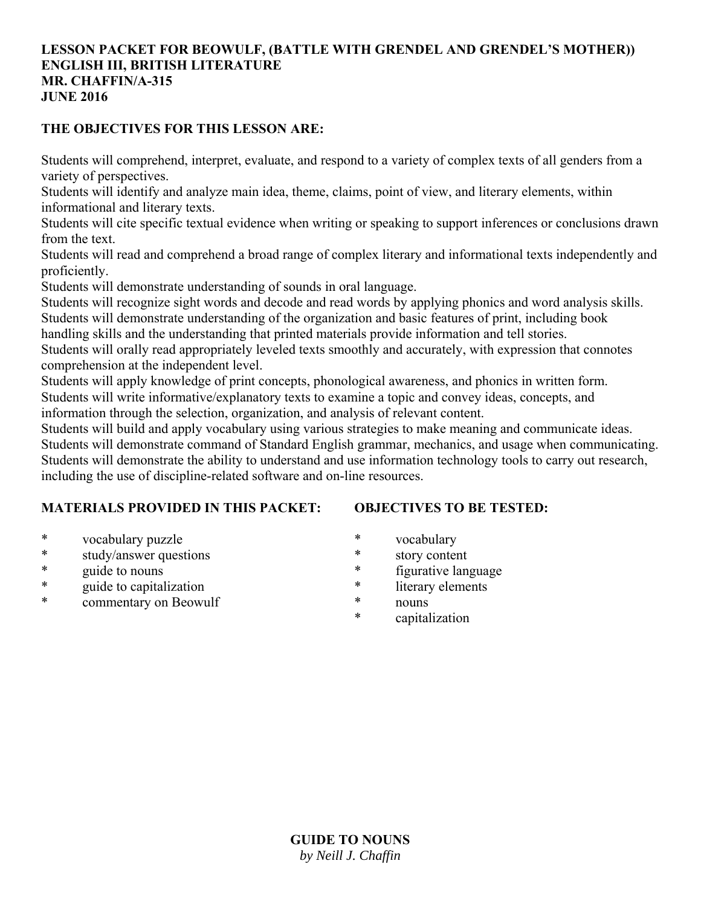**LESSON PACKET FOR BEOWULF, (BATTLE WITH GRENDEL AND GRENDEL'S MOTHER))**
**ENGLISH III, BRITISH LITERATURE**
**MR. CHAFFIN/A-315**
**JUNE 2016**

**THE OBJECTIVES FOR THIS LESSON ARE:**

Students will comprehend, interpret, evaluate, and respond to a variety of complex texts of all genders from a variety of perspectives.
Students will identify and analyze main idea, theme, claims, point of view, and literary elements, within informational and literary texts.
Students will cite specific textual evidence when writing or speaking to support inferences or conclusions drawn from the text.
Students will read and comprehend a broad range of complex literary and informational texts independently and proficiently.
Students will demonstrate understanding of sounds in oral language.
Students will recognize sight words and decode and read words by applying phonics and word analysis skills.
Students will demonstrate understanding of the organization and basic features of print, including book handling skills and the understanding that printed materials provide information and tell stories.
Students will orally read appropriately leveled texts smoothly and accurately, with expression that connotes comprehension at the independent level.
Students will apply knowledge of print concepts, phonological awareness, and phonics in written form.
Students will write informative/explanatory texts to examine a topic and convey ideas, concepts, and information through the selection, organization, and analysis of relevant content.
Students will build and apply vocabulary using various strategies to make meaning and communicate ideas.
Students will demonstrate command of Standard English grammar, mechanics, and usage when communicating.
Students will demonstrate the ability to understand and use information technology tools to carry out research, including the use of discipline-related software and on-line resources.

**MATERIALS PROVIDED IN THIS PACKET:**

* vocabulary puzzle
* study/answer questions
* guide to nouns
* guide to capitalization
* commentary on Beowulf

**OBJECTIVES TO BE TESTED:**

* vocabulary
* story content
* figurative language
* literary elements
* nouns
* capitalization

**GUIDE TO NOUNS**
*by Neill J. Chaffin*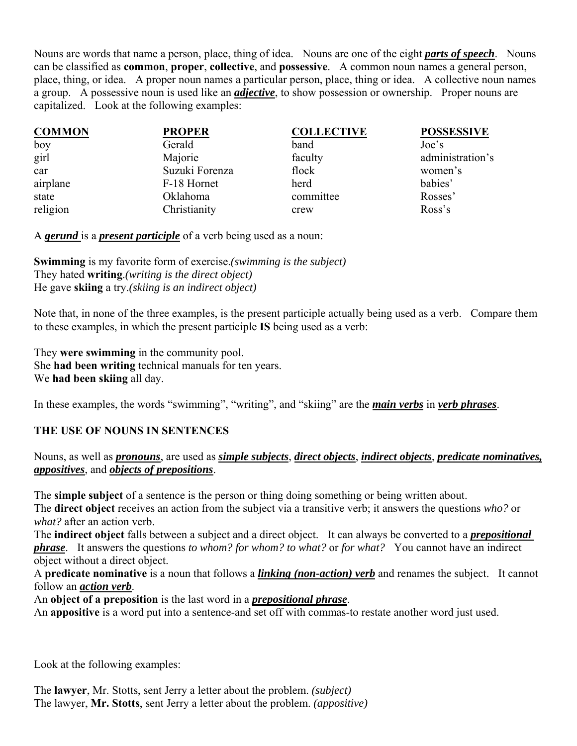Nouns are words that name a person, place, thing of idea. Nouns are one of the eight ***parts of speech***. Nouns can be classified as **common**, **proper**, **collective**, and **possessive**. A common noun names a general person, place, thing, or idea. A proper noun names a particular person, place, thing or idea. A collective noun names a group. A possessive noun is used like an ***adjective***, to show possession or ownership. Proper nouns are capitalized. Look at the following examples:

| COMMON | PROPER | COLLECTIVE | POSSESSIVE |
|---|---|---|---|
| boy | Gerald | band | Joe's |
| girl | Majorie | faculty | administration's |
| car | Suzuki Forenza | flock | women's |
| airplane | F-18 Hornet | herd | babies' |
| state | Oklahoma | committee | Rosses' |
| religion | Christianity | crew | Ross's |

A ***gerund*** is a ***present participle*** of a verb being used as a noun:

**Swimming** is my favorite form of exercise.*(swimming is the subject)*
They hated **writing**.*(writing is the direct object)*
He gave **skiing** a try.*(skiing is an indirect object)*

Note that, in none of the three examples, is the present participle actually being used as a verb. Compare them to these examples, in which the present participle **IS** being used as a verb:

They **were swimming** in the community pool.
She **had been writing** technical manuals for ten years.
We **had been skiing** all day.

In these examples, the words "swimming", "writing", and "skiing" are the ***main verbs*** in ***verb phrases***.

**THE USE OF NOUNS IN SENTENCES**

Nouns, as well as ***pronouns***, are used as ***simple subjects***, ***direct objects***, ***indirect objects***, ***predicate nominatives, appositives***, and ***objects of prepositions***.

The **simple subject** of a sentence is the person or thing doing something or being written about.
The **direct object** receives an action from the subject via a transitive verb; it answers the questions *who?* or *what?* after an action verb.
The **indirect object** falls between a subject and a direct object. It can always be converted to a ***prepositional phrase***. It answers the questions *to whom? for whom? to what?* or *for what?* You cannot have an indirect object without a direct object.
A **predicate nominative** is a noun that follows a ***linking (non-action) verb*** and renames the subject. It cannot follow an ***action verb***.
An **object of a preposition** is the last word in a ***prepositional phrase***.
An **appositive** is a word put into a sentence-and set off with commas-to restate another word just used.

Look at the following examples:

The **lawyer**, Mr. Stotts, sent Jerry a letter about the problem. *(subject)*
The lawyer, **Mr. Stotts**, sent Jerry a letter about the problem. *(appositive)*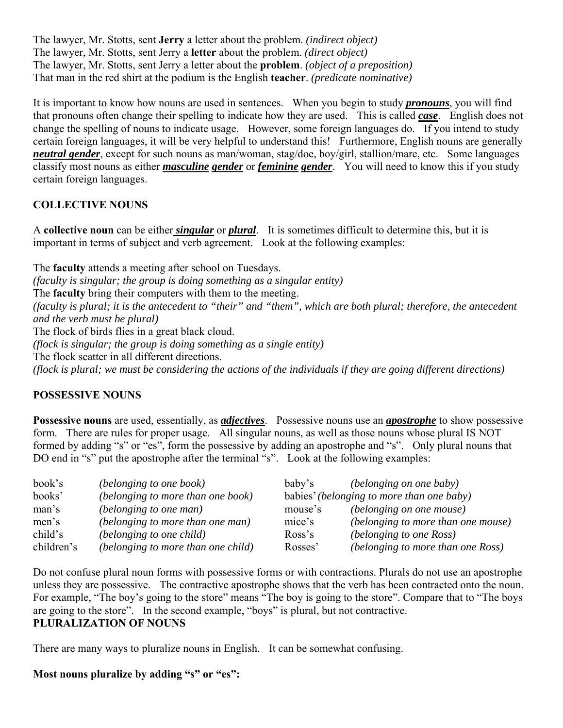The lawyer, Mr. Stotts, sent **Jerry** a letter about the problem. *(indirect object)*
The lawyer, Mr. Stotts, sent Jerry a **letter** about the problem. *(direct object)*
The lawyer, Mr. Stotts, sent Jerry a letter about the **problem**. *(object of a preposition)*
That man in the red shirt at the podium is the English **teacher**. *(predicate nominative)*

It is important to know how nouns are used in sentences. When you begin to study ***pronouns***, you will find that pronouns often change their spelling to indicate how they are used. This is called ***case***. English does not change the spelling of nouns to indicate usage. However, some foreign languages do. If you intend to study certain foreign languages, it will be very helpful to understand this! Furthermore, English nouns are generally ***neutral gender***, except for such nouns as man/woman, stag/doe, boy/girl, stallion/mare, etc. Some languages classify most nouns as either ***masculine gender*** or ***feminine gender***. You will need to know this if you study certain foreign languages.

## COLLECTIVE NOUNS

A **collective noun** can be either ***singular*** or ***plural***. It is sometimes difficult to determine this, but it is important in terms of subject and verb agreement. Look at the following examples:

The **faculty** attends a meeting after school on Tuesdays.
*(faculty is singular; the group is doing something as a singular entity)*
The **faculty** bring their computers with them to the meeting.
*(faculty is plural; it is the antecedent to "their" and "them", which are both plural; therefore, the antecedent and the verb must be plural)*
The flock of birds flies in a great black cloud.
*(flock is singular; the group is doing something as a single entity)*
The flock scatter in all different directions.
*(flock is plural; we must be considering the actions of the individuals if they are going different directions)*

## POSSESSIVE NOUNS

**Possessive nouns** are used, essentially, as ***adjectives***. Possessive nouns use an ***apostrophe*** to show possessive form. There are rules for proper usage. All singular nouns, as well as those nouns whose plural IS NOT formed by adding "s" or "es", form the possessive by adding an apostrophe and "s". Only plural nouns that DO end in "s" put the apostrophe after the terminal "s". Look at the following examples:

| | | | |
|---|---|---|---|
| book's | *(belonging to one book)* | baby's | *(belonging on one baby)* |
| books' | *(belonging to more than one book)* | babies' | *(belonging to more than one baby)* |
| man's | *(belonging to one man)* | mouse's | *(belonging on one mouse)* |
| men's | *(belonging to more than one man)* | mice's | *(belonging to more than one mouse)* |
| child's | *(belonging to one child)* | Ross's | *(belonging to one Ross)* |
| children's | *(belonging to more than one child)* | Rosses' | *(belonging to more than one Ross)* |

Do not confuse plural noun forms with possessive forms or with contractions. Plurals do not use an apostrophe unless they are possessive. The contractive apostrophe shows that the verb has been contracted onto the noun. For example, "The boy's going to the store" means "The boy is going to the store". Compare that to "The boys are going to the store". In the second example, "boys" is plural, but not contractive.

## PLURALIZATION OF NOUNS

There are many ways to pluralize nouns in English. It can be somewhat confusing.

**Most nouns pluralize by adding "s" or "es":**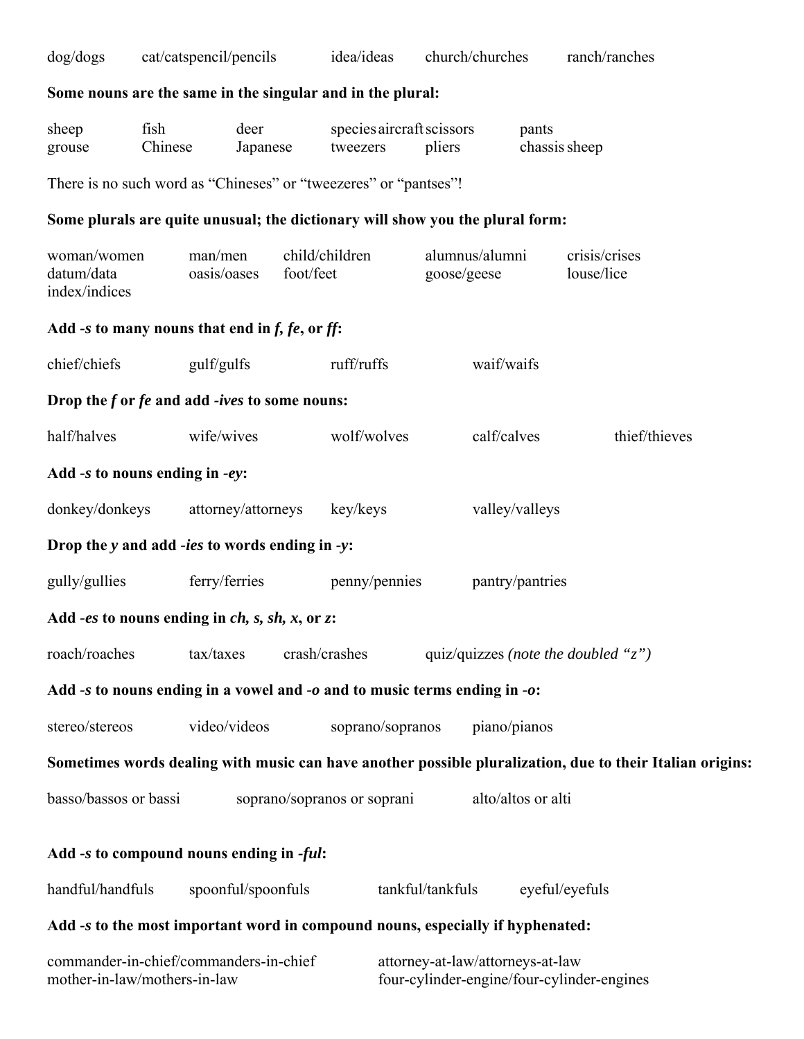dog/dogs   cat/catspencil/pencils   idea/ideas   church/churches   ranch/ranches

**Some nouns are the same in the singular and in the plural:**

sheep   fish   deer   species aircraft scissors   pants
grouse   Chinese   Japanese   tweezers   pliers   chassis sheep

There is no such word as "Chineses" or "tweezeres" or "pantses"!

**Some plurals are quite unusual; the dictionary will show you the plural form:**

woman/women   man/men   child/children   alumnus/alumni   crisis/crises
datum/data   oasis/oases   foot/feet   goose/geese   louse/lice
index/indices

**Add *-s* to many nouns that end in *f*, *fe*, or *ff*:**

chief/chiefs   gulf/gulfs   ruff/ruffs   waif/waifs

**Drop the *f* or *fe* and add *-ives* to some nouns:**

half/halves   wife/wives   wolf/wolves   calf/calves   thief/thieves

**Add *-s* to nouns ending in *-ey*:**

donkey/donkeys   attorney/attorneys   key/keys   valley/valleys

**Drop the *y* and add *-ies* to words ending in *-y*:**

gully/gullies   ferry/ferries   penny/pennies   pantry/pantries

**Add *-es* to nouns ending in *ch, s, sh, x*, or *z*:**

roach/roaches   tax/taxes   crash/crashes   quiz/quizzes *(note the doubled "z")*

**Add *-s* to nouns ending in a vowel and *-o* and to music terms ending in *-o*:**

stereo/stereos   video/videos   soprano/sopranos   piano/pianos

**Sometimes words dealing with music can have another possible pluralization, due to their Italian origins:**

basso/bassos or bassi   soprano/sopranos or soprani   alto/altos or alti

**Add *-s* to compound nouns ending in *-ful*:**

handful/handfuls   spoonful/spoonfuls   tankful/tankfuls   eyeful/eyefuls

**Add *-s* to the most important word in compound nouns, especially if hyphenated:**

commander-in-chief/commanders-in-chief   attorney-at-law/attorneys-at-law
mother-in-law/mothers-in-law   four-cylinder-engine/four-cylinder-engines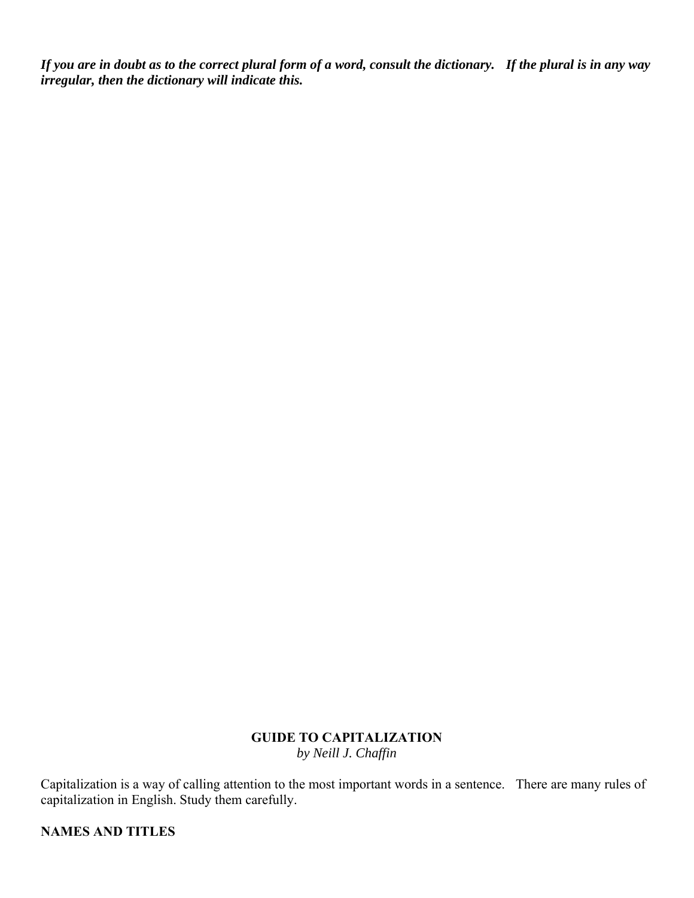***If you are in doubt as to the correct plural form of a word, consult the dictionary. If the plural is in any way irregular, then the dictionary will indicate this.***

## GUIDE TO CAPITALIZATION

*by Neill J. Chaffin*

Capitalization is a way of calling attention to the most important words in a sentence. There are many rules of capitalization in English. Study them carefully.

### NAMES AND TITLES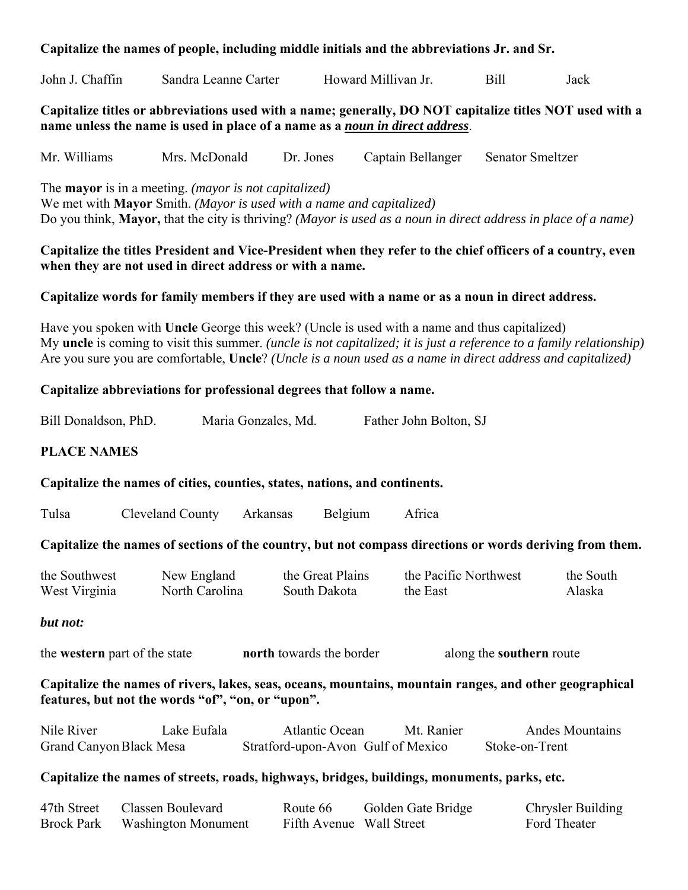**Capitalize the names of people, including middle initials and the abbreviations Jr. and Sr.**

John J. Chaffin    Sandra Leanne Carter    Howard Millivan Jr.    Bill    Jack

**Capitalize titles or abbreviations used with a name; generally, DO NOT capitalize titles NOT used with a name unless the name is used in place of a name as a *noun in direct address*.**

Mr. Williams    Mrs. McDonald    Dr. Jones    Captain Bellanger    Senator Smeltzer

The **mayor** is in a meeting. *(mayor is not capitalized)*
We met with **Mayor** Smith. *(Mayor is used with a name and capitalized)*
Do you think, **Mayor,** that the city is thriving? *(Mayor is used as a noun in direct address in place of a name)*

**Capitalize the titles President and Vice-President when they refer to the chief officers of a country, even when they are not used in direct address or with a name.**

**Capitalize words for family members if they are used with a name or as a noun in direct address.**

Have you spoken with **Uncle** George this week? (Uncle is used with a name and thus capitalized)
My **uncle** is coming to visit this summer. *(uncle is not capitalized; it is just a reference to a family relationship)*
Are you sure you are comfortable, **Uncle**? *(Uncle is a noun used as a name in direct address and capitalized)*

**Capitalize abbreviations for professional degrees that follow a name.**

Bill Donaldson, PhD.    Maria Gonzales, Md.    Father John Bolton, SJ

**PLACE NAMES**

**Capitalize the names of cities, counties, states, nations, and continents.**

Tulsa    Cleveland County    Arkansas    Belgium    Africa

**Capitalize the names of sections of the country, but not compass directions or words deriving from them.**

the Southwest    New England    the Great Plains    the Pacific Northwest    the South
West Virginia    North Carolina    South Dakota    the East    Alaska

***but not:***

the **western** part of the state    **north** towards the border    along the **southern** route

**Capitalize the names of rivers, lakes, seas, oceans, mountains, mountain ranges, and other geographical features, but not the words "of", "on, or "upon".**

Nile River    Lake Eufala    Atlantic Ocean    Mt. Ranier    Andes Mountains
Grand Canyon    Black Mesa    Stratford-upon-Avon    Gulf of Mexico    Stoke-on-Trent

**Capitalize the names of streets, roads, highways, bridges, buildings, monuments, parks, etc.**

47th Street    Classen Boulevard    Route 66    Golden Gate Bridge    Chrysler Building
Brock Park    Washington Monument    Fifth Avenue    Wall Street    Ford Theater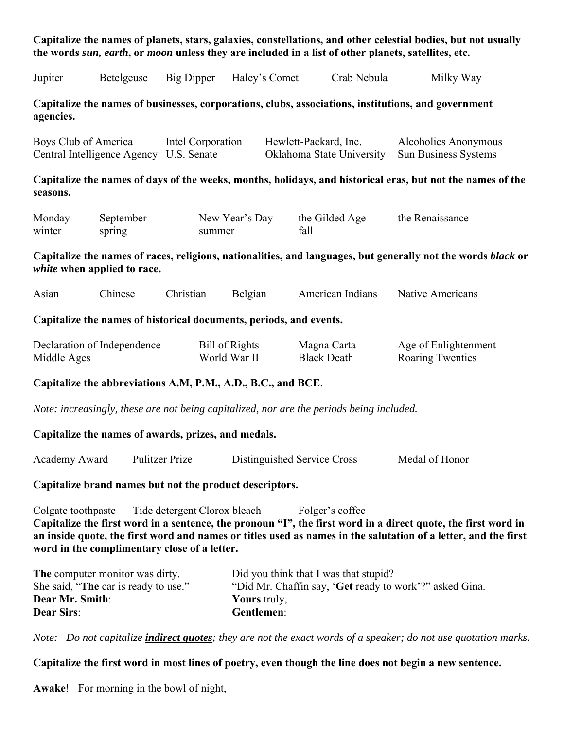**Capitalize the names of planets, stars, galaxies, constellations, and other celestial bodies, but not usually the words *sun, earth*, or *moon* unless they are included in a list of other planets, satellites, etc.**

| | | | | | |
|---|---|---|---|---|---|
| Jupiter | Betelgeuse | Big Dipper | Haley's Comet | Crab Nebula | Milky Way |

**Capitalize the names of businesses, corporations, clubs, associations, institutions, and government agencies.**

| | | | |
|---|---|---|---|
| Boys Club of America | Intel Corporation | Hewlett-Packard, Inc. | Alcoholics Anonymous |
| Central Intelligence Agency | U.S. Senate | Oklahoma State University | Sun Business Systems |

**Capitalize the names of days of the weeks, months, holidays, and historical eras, but not the names of the seasons.**

| | | | | |
|---|---|---|---|---|
| Monday | September | New Year's Day | the Gilded Age | the Renaissance |
| winter | spring | summer | fall | |

**Capitalize the names of races, religions, nationalities, and languages, but generally not the words *black* or *white* when applied to race.**

| | | | | | |
|---|---|---|---|---|---|
| Asian | Chinese | Christian | Belgian | American Indians | Native Americans |

**Capitalize the names of historical documents, periods, and events.**

| | | | |
|---|---|---|---|
| Declaration of Independence | Bill of Rights | Magna Carta | Age of Enlightenment |
| Middle Ages | World War II | Black Death | Roaring Twenties |

**Capitalize the abbreviations A.M, P.M., A.D., B.C., and BCE**.

*Note: increasingly, these are not being capitalized, nor are the periods being included.*

**Capitalize the names of awards, prizes, and medals.**

| | | | |
|---|---|---|---|
| Academy Award | Pulitzer Prize | Distinguished Service Cross | Medal of Honor |

**Capitalize brand names but not the product descriptors.**

| | | | |
|---|---|---|---|
| Colgate toothpaste | Tide detergent | Clorox bleach | Folger's coffee |

**Capitalize the first word in a sentence, the pronoun "I", the first word in a direct quote, the first word in an inside quote, the first word and names or titles used as names in the salutation of a letter, and the first word in the complimentary close of a letter.**

| | |
|---|---|
| **The** computer monitor was dirty. | Did you think that **I** was that stupid? |
| She said, "**The** car is ready to use." | "Did Mr. Chaffin say, '**Get** ready to work'?" asked Gina. |
| **Dear Mr. Smith**: | **Yours** truly, |
| **Dear Sirs**: | **Gentlemen**: |

*Note: Do not capitalize **indirect quotes**; they are not the exact words of a speaker; do not use quotation marks.*

**Capitalize the first word in most lines of poetry, even though the line does not begin a new sentence.**

**Awake**! For morning in the bowl of night,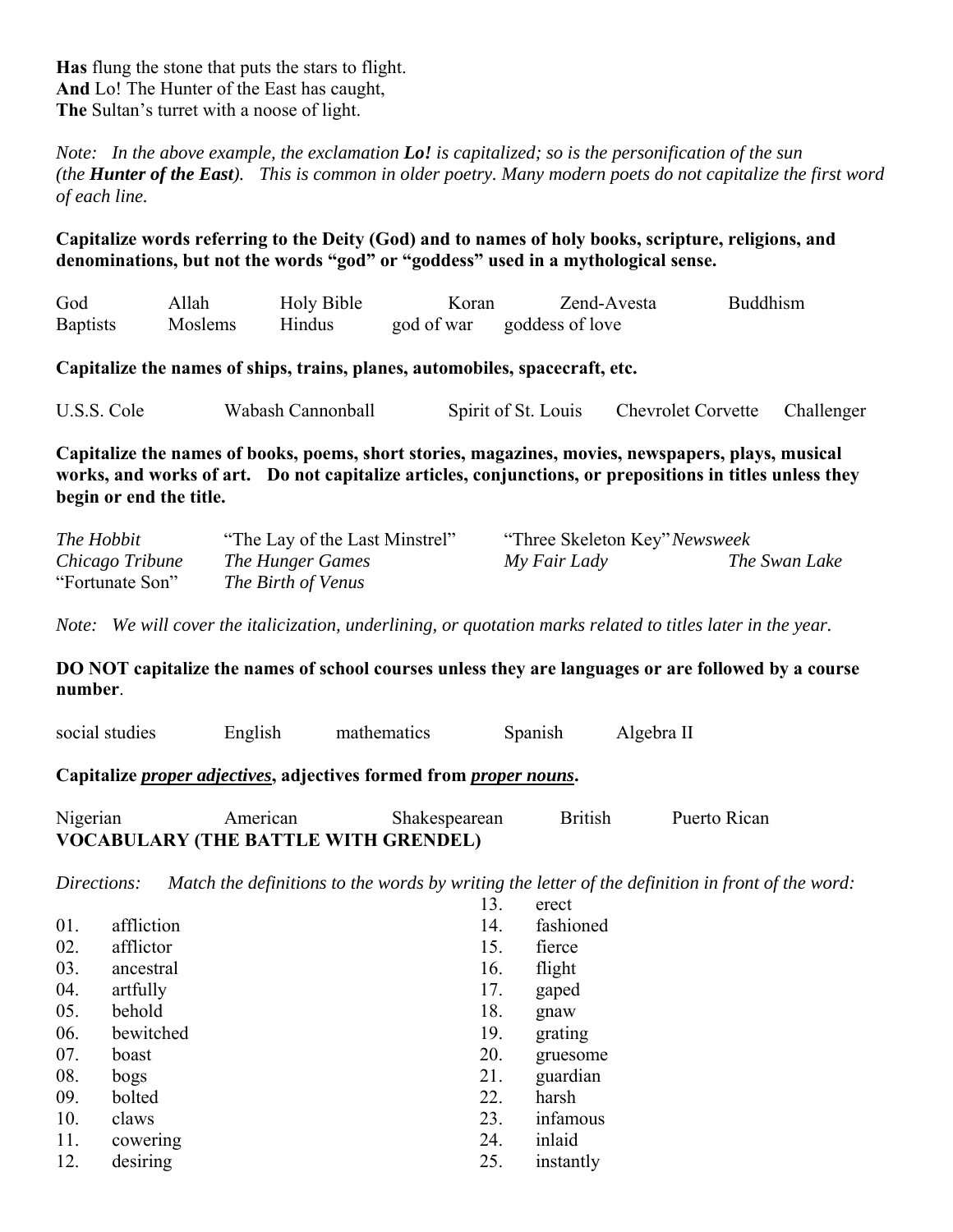**Has** flung the stone that puts the stars to flight.
**And** Lo! The Hunter of the East has caught,
**The** Sultan's turret with a noose of light.

*Note: In the above example, the exclamation **Lo!** is capitalized; so is the personification of the sun (the **Hunter of the East**). This is common in older poetry. Many modern poets do not capitalize the first word of each line.*

**Capitalize words referring to the Deity (God) and to names of holy books, scripture, religions, and denominations, but not the words "god" or "goddess" used in a mythological sense.**

| God | Allah | Holy Bible | Koran | Zend-Avesta | Buddhism |
|---|---|---|---|---|---|
| Baptists | Moslems | Hindus | god of war | goddess of love | |

**Capitalize the names of ships, trains, planes, automobiles, spacecraft, etc.**

U.S.S. Cole    Wabash Cannonball    Spirit of St. Louis    Chevrolet Corvette    Challenger

**Capitalize the names of books, poems, short stories, magazines, movies, newspapers, plays, musical works, and works of art. Do not capitalize articles, conjunctions, or prepositions in titles unless they begin or end the title.**

| *The Hobbit* | "The Lay of the Last Minstrel" | "Three Skeleton Key" | *Newsweek* |
|---|---|---|---|
| *Chicago Tribune* | *The Hunger Games* | *My Fair Lady* | *The Swan Lake* |
| "Fortunate Son" | *The Birth of Venus* | | |

*Note: We will cover the italicization, underlining, or quotation marks related to titles later in the year.*

**DO NOT capitalize the names of school courses unless they are languages or are followed by a course number**.

social studies    English    mathematics    Spanish    Algebra II

**Capitalize <u>*proper adjectives*</u>, adjectives formed from <u>*proper nouns*</u>.**

Nigerian    American    Shakespearean    British    Puerto Rican

**VOCABULARY (THE BATTLE WITH GRENDEL)**

*Directions: Match the definitions to the words by writing the letter of the definition in front of the word:*

01. affliction
02. afflictor
03. ancestral
04. artfully
05. behold
06. bewitched
07. boast
08. bogs
09. bolted
10. claws
11. cowering
12. desiring
13. erect
14. fashioned
15. fierce
16. flight
17. gaped
18. gnaw
19. grating
20. gruesome
21. guardian
22. harsh
23. infamous
24. inlaid
25. instantly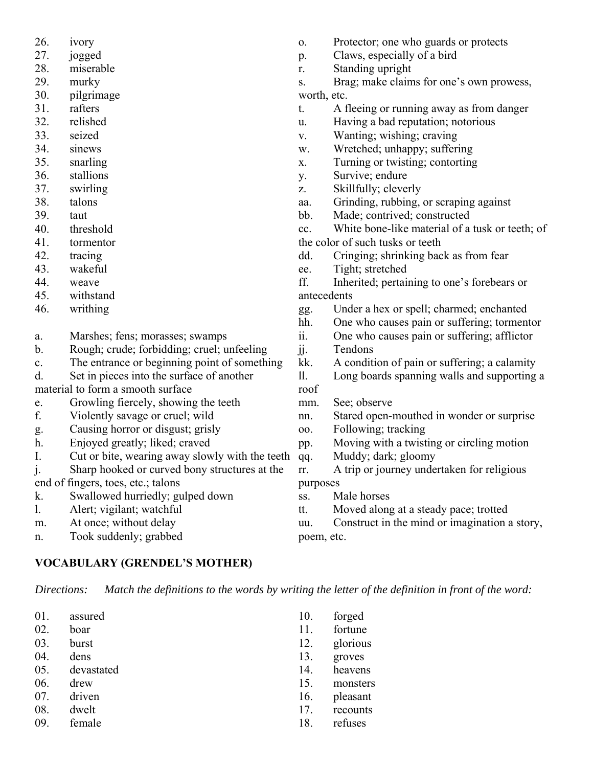26. ivory
27. jogged
28. miserable
29. murky
30. pilgrimage
31. rafters
32. relished
33. seized
34. sinews
35. snarling
36. stallions
37. swirling
38. talons
39. taut
40. threshold
41. tormentor
42. tracing
43. wakeful
44. weave
45. withstand
46. writhing

a. Marshes; fens; morasses; swamps
b. Rough; crude; forbidding; cruel; unfeeling
c. The entrance or beginning point of something
d. Set in pieces into the surface of another material to form a smooth surface
e. Growling fiercely, showing the teeth
f. Violently savage or cruel; wild
g. Causing horror or disgust; grisly
h. Enjoyed greatly; liked; craved
I. Cut or bite, wearing away slowly with the teeth
j. Sharp hooked or curved bony structures at the end of fingers, toes, etc.; talons
k. Swallowed hurriedly; gulped down
l. Alert; vigilant; watchful
m. At once; without delay
n. Took suddenly; grabbed
o. Protector; one who guards or protects
p. Claws, especially of a bird
r. Standing upright
s. Brag; make claims for one's own prowess, worth, etc.
t. A fleeing or running away as from danger
u. Having a bad reputation; notorious
v. Wanting; wishing; craving
w. Wretched; unhappy; suffering
x. Turning or twisting; contorting
y. Survive; endure
z. Skillfully; cleverly
aa. Grinding, rubbing, or scraping against
bb. Made; contrived; constructed
cc. White bone-like material of a tusk or teeth; of the color of such tusks or teeth
dd. Cringing; shrinking back as from fear
ee. Tight; stretched
ff. Inherited; pertaining to one's forebears or antecedents
gg. Under a hex or spell; charmed; enchanted
hh. One who causes pain or suffering; tormentor
ii. One who causes pain or suffering; afflictor
jj. Tendons
kk. A condition of pain or suffering; a calamity
ll. Long boards spanning walls and supporting a roof
mm. See; observe
nn. Stared open-mouthed in wonder or surprise
oo. Following; tracking
pp. Moving with a twisting or circling motion
qq. Muddy; dark; gloomy
rr. A trip or journey undertaken for religious purposes
ss. Male horses
tt. Moved along at a steady pace; trotted
uu. Construct in the mind or imagination a story, poem, etc.

## VOCABULARY (GRENDEL'S MOTHER)

*Directions: Match the definitions to the words by writing the letter of the definition in front of the word:*

01. assured
02. boar
03. burst
04. dens
05. devastated
06. drew
07. driven
08. dwelt
09. female
10. forged
11. fortune
12. glorious
13. groves
14. heavens
15. monsters
16. pleasant
17. recounts
18. refuses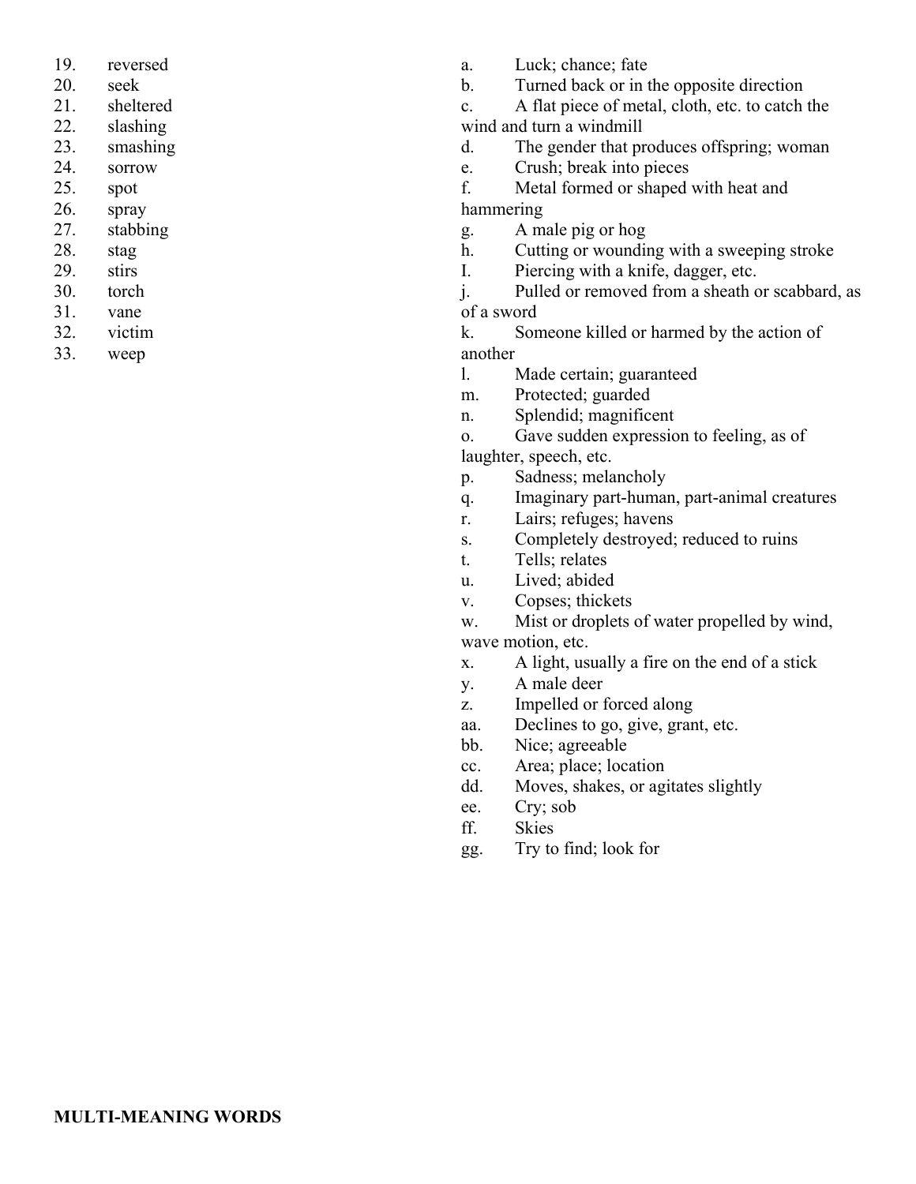19. reversed
20. seek
21. sheltered
22. slashing
23. smashing
24. sorrow
25. spot
26. spray
27. stabbing
28. stag
29. stirs
30. torch
31. vane
32. victim
33. weep

a. Luck; chance; fate
b. Turned back or in the opposite direction
c. A flat piece of metal, cloth, etc. to catch the wind and turn a windmill
d. The gender that produces offspring; woman
e. Crush; break into pieces
f. Metal formed or shaped with heat and hammering
g. A male pig or hog
h. Cutting or wounding with a sweeping stroke
I. Piercing with a knife, dagger, etc.
j. Pulled or removed from a sheath or scabbard, as of a sword
k. Someone killed or harmed by the action of another
l. Made certain; guaranteed
m. Protected; guarded
n. Splendid; magnificent
o. Gave sudden expression to feeling, as of laughter, speech, etc.
p. Sadness; melancholy
q. Imaginary part-human, part-animal creatures
r. Lairs; refuges; havens
s. Completely destroyed; reduced to ruins
t. Tells; relates
u. Lived; abided
v. Copses; thickets
w. Mist or droplets of water propelled by wind, wave motion, etc.
x. A light, usually a fire on the end of a stick
y. A male deer
z. Impelled or forced along
aa. Declines to go, give, grant, etc.
bb. Nice; agreeable
cc. Area; place; location
dd. Moves, shakes, or agitates slightly
ee. Cry; sob
ff. Skies
gg. Try to find; look for

**MULTI-MEANING WORDS**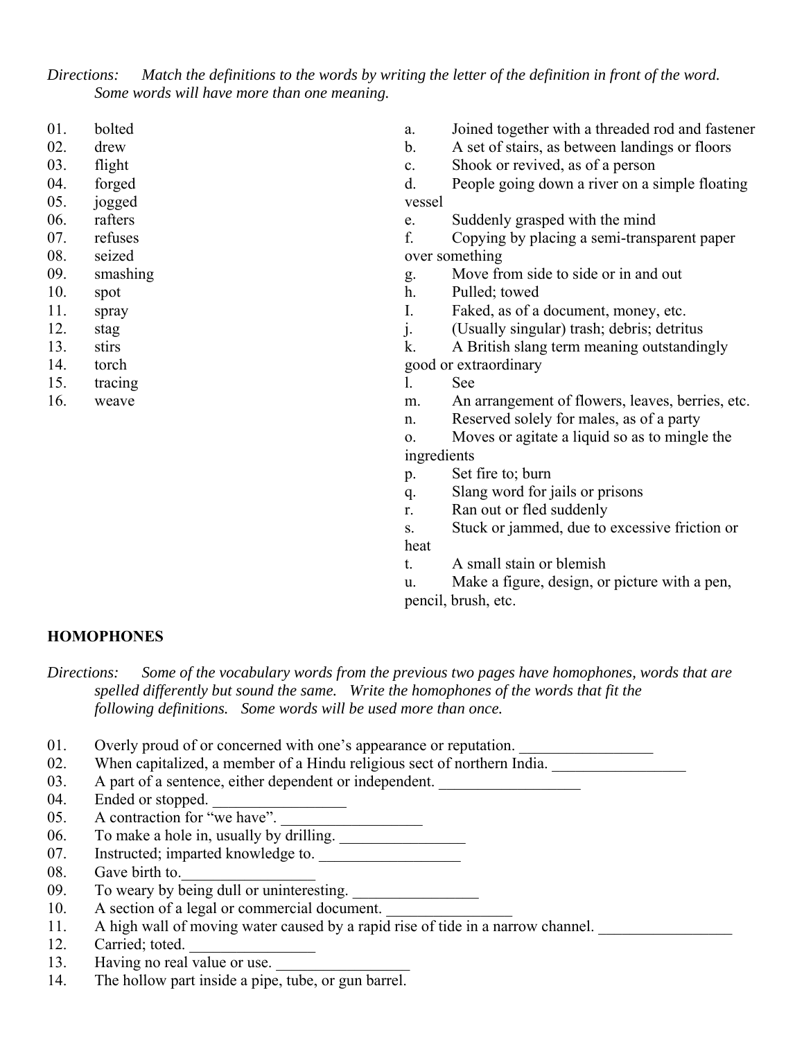*Directions: Match the definitions to the words by writing the letter of the definition in front of the word. Some words will have more than one meaning.*

01. bolted
02. drew
03. flight
04. forged
05. jogged
06. rafters
07. refuses
08. seized
09. smashing
10. spot
11. spray
12. stag
13. stirs
14. torch
15. tracing
16. weave

a. Joined together with a threaded rod and fastener
b. A set of stairs, as between landings or floors
c. Shook or revived, as of a person
d. People going down a river on a simple floating vessel
e. Suddenly grasped with the mind
f. Copying by placing a semi-transparent paper over something
g. Move from side to side or in and out
h. Pulled; towed
I. Faked, as of a document, money, etc.
j. (Usually singular) trash; debris; detritus
k. A British slang term meaning outstandingly good or extraordinary
l. See
m. An arrangement of flowers, leaves, berries, etc.
n. Reserved solely for males, as of a party
o. Moves or agitate a liquid so as to mingle the ingredients
p. Set fire to; burn
q. Slang word for jails or prisons
r. Ran out or fled suddenly
s. Stuck or jammed, due to excessive friction or heat
t. A small stain or blemish
u. Make a figure, design, or picture with a pen, pencil, brush, etc.

**HOMOPHONES**

*Directions: Some of the vocabulary words from the previous two pages have homophones, words that are spelled differently but sound the same. Write the homophones of the words that fit the following definitions. Some words will be used more than once.*

01. Overly proud of or concerned with one's appearance or reputation. _________________
02. When capitalized, a member of a Hindu religious sect of northern India. _________________
03. A part of a sentence, either dependent or independent. __________________
04. Ended or stopped. _________________
05. A contraction for "we have". __________________
06. To make a hole in, usually by drilling. ________________
07. Instructed; imparted knowledge to. __________________
08. Gave birth to._________________
09. To weary by being dull or uninteresting. ________________
10. A section of a legal or commercial document. ________________
11. A high wall of moving water caused by a rapid rise of tide in a narrow channel. _________________
12. Carried; toted. ________________
13. Having no real value or use. _________________
14. The hollow part inside a pipe, tube, or gun barrel.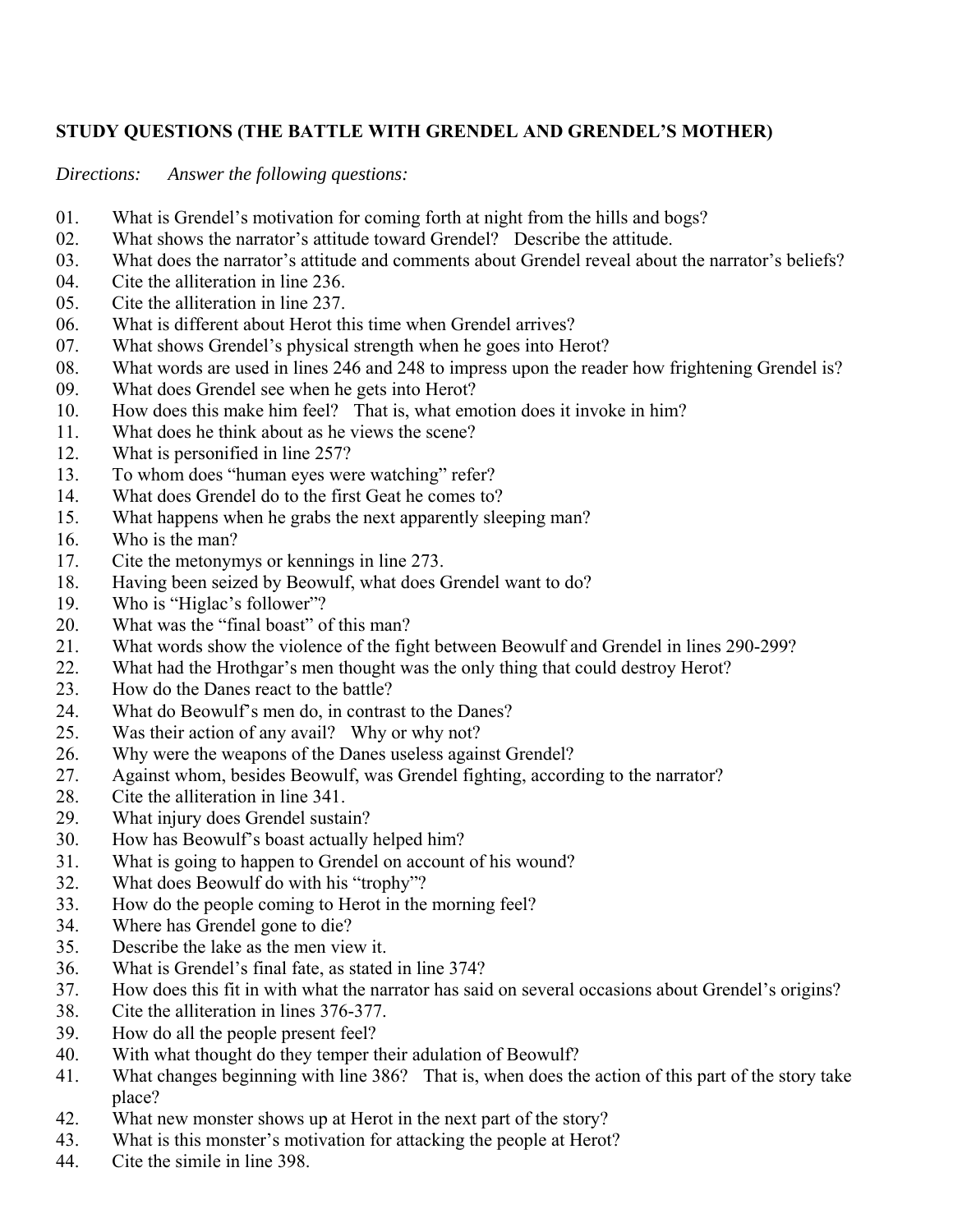**STUDY QUESTIONS (THE BATTLE WITH GRENDEL AND GRENDEL'S MOTHER)**

*Directions: Answer the following questions:*

01. What is Grendel's motivation for coming forth at night from the hills and bogs?
02. What shows the narrator's attitude toward Grendel? Describe the attitude.
03. What does the narrator's attitude and comments about Grendel reveal about the narrator's beliefs?
04. Cite the alliteration in line 236.
05. Cite the alliteration in line 237.
06. What is different about Herot this time when Grendel arrives?
07. What shows Grendel's physical strength when he goes into Herot?
08. What words are used in lines 246 and 248 to impress upon the reader how frightening Grendel is?
09. What does Grendel see when he gets into Herot?
10. How does this make him feel? That is, what emotion does it invoke in him?
11. What does he think about as he views the scene?
12. What is personified in line 257?
13. To whom does "human eyes were watching" refer?
14. What does Grendel do to the first Geat he comes to?
15. What happens when he grabs the next apparently sleeping man?
16. Who is the man?
17. Cite the metonymys or kennings in line 273.
18. Having been seized by Beowulf, what does Grendel want to do?
19. Who is "Higlac's follower"?
20. What was the "final boast" of this man?
21. What words show the violence of the fight between Beowulf and Grendel in lines 290-299?
22. What had the Hrothgar's men thought was the only thing that could destroy Herot?
23. How do the Danes react to the battle?
24. What do Beowulf's men do, in contrast to the Danes?
25. Was their action of any avail? Why or why not?
26. Why were the weapons of the Danes useless against Grendel?
27. Against whom, besides Beowulf, was Grendel fighting, according to the narrator?
28. Cite the alliteration in line 341.
29. What injury does Grendel sustain?
30. How has Beowulf's boast actually helped him?
31. What is going to happen to Grendel on account of his wound?
32. What does Beowulf do with his "trophy"?
33. How do the people coming to Herot in the morning feel?
34. Where has Grendel gone to die?
35. Describe the lake as the men view it.
36. What is Grendel's final fate, as stated in line 374?
37. How does this fit in with what the narrator has said on several occasions about Grendel's origins?
38. Cite the alliteration in lines 376-377.
39. How do all the people present feel?
40. With what thought do they temper their adulation of Beowulf?
41. What changes beginning with line 386? That is, when does the action of this part of the story take place?
42. What new monster shows up at Herot in the next part of the story?
43. What is this monster's motivation for attacking the people at Herot?
44. Cite the simile in line 398.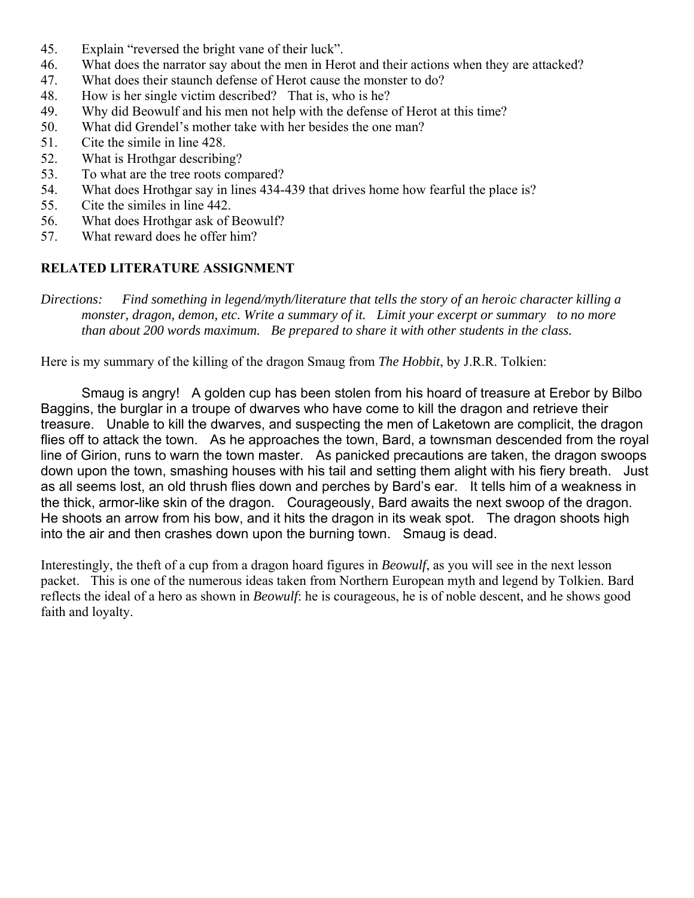45. Explain "reversed the bright vane of their luck".
46. What does the narrator say about the men in Herot and their actions when they are attacked?
47. What does their staunch defense of Herot cause the monster to do?
48. How is her single victim described? That is, who is he?
49. Why did Beowulf and his men not help with the defense of Herot at this time?
50. What did Grendel's mother take with her besides the one man?
51. Cite the simile in line 428.
52. What is Hrothgar describing?
53. To what are the tree roots compared?
54. What does Hrothgar say in lines 434-439 that drives home how fearful the place is?
55. Cite the similes in line 442.
56. What does Hrothgar ask of Beowulf?
57. What reward does he offer him?

## RELATED LITERATURE ASSIGNMENT

*Directions: Find something in legend/myth/literature that tells the story of an heroic character killing a monster, dragon, demon, etc. Write a summary of it. Limit your excerpt or summary to no more than about 200 words maximum. Be prepared to share it with other students in the class.*

Here is my summary of the killing of the dragon Smaug from *The Hobbit*, by J.R.R. Tolkien:

Smaug is angry! A golden cup has been stolen from his hoard of treasure at Erebor by Bilbo Baggins, the burglar in a troupe of dwarves who have come to kill the dragon and retrieve their treasure. Unable to kill the dwarves, and suspecting the men of Laketown are complicit, the dragon flies off to attack the town. As he approaches the town, Bard, a townsman descended from the royal line of Girion, runs to warn the town master. As panicked precautions are taken, the dragon swoops down upon the town, smashing houses with his tail and setting them alight with his fiery breath. Just as all seems lost, an old thrush flies down and perches by Bard's ear. It tells him of a weakness in the thick, armor-like skin of the dragon. Courageously, Bard awaits the next swoop of the dragon. He shoots an arrow from his bow, and it hits the dragon in its weak spot. The dragon shoots high into the air and then crashes down upon the burning town. Smaug is dead.

Interestingly, the theft of a cup from a dragon hoard figures in *Beowulf*, as you will see in the next lesson packet. This is one of the numerous ideas taken from Northern European myth and legend by Tolkien. Bard reflects the ideal of a hero as shown in *Beowulf*: he is courageous, he is of noble descent, and he shows good faith and loyalty.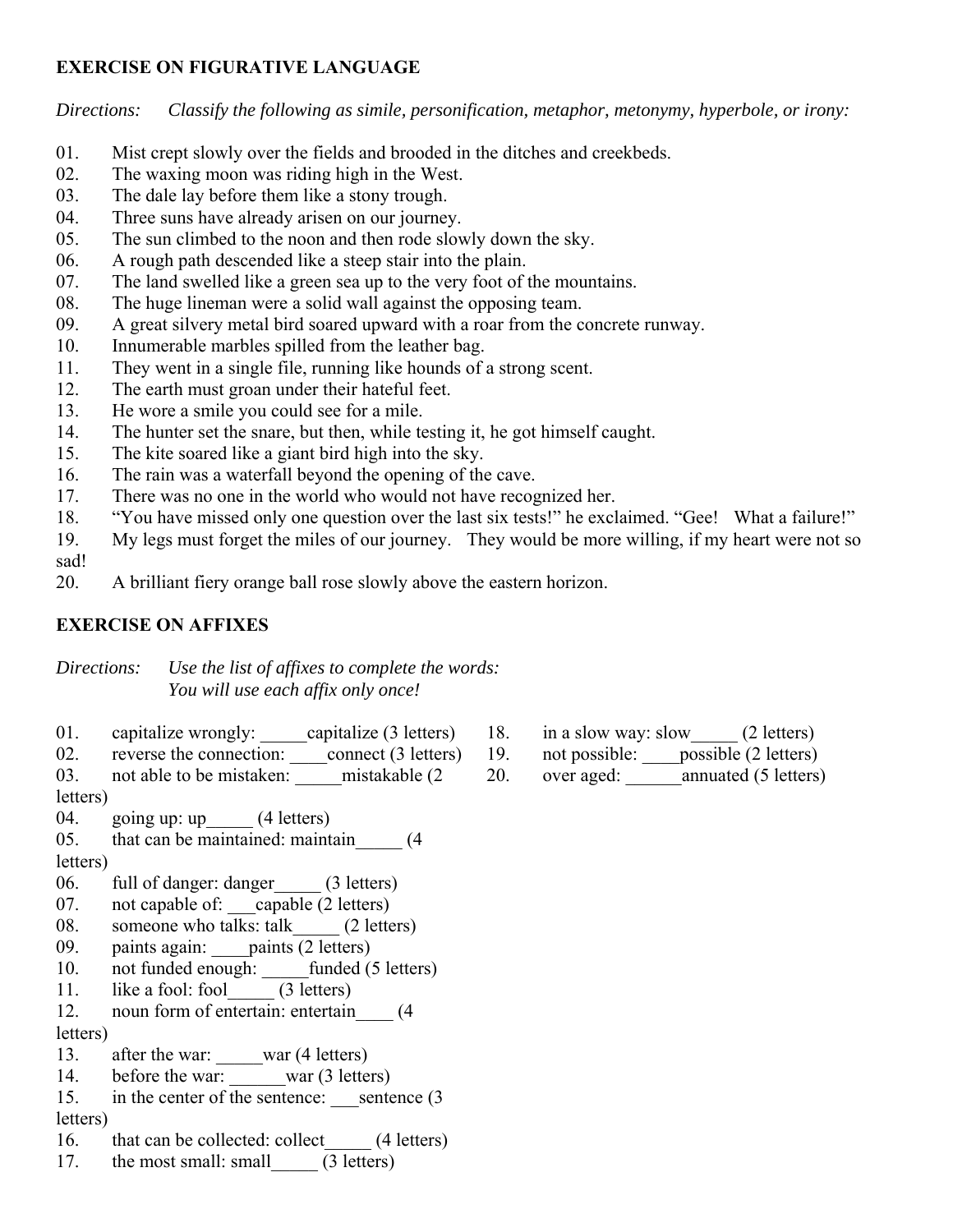**EXERCISE ON FIGURATIVE LANGUAGE**

*Directions: Classify the following as simile, personification, metaphor, metonymy, hyperbole, or irony:*

01. Mist crept slowly over the fields and brooded in the ditches and creekbeds.
02. The waxing moon was riding high in the West.
03. The dale lay before them like a stony trough.
04. Three suns have already arisen on our journey.
05. The sun climbed to the noon and then rode slowly down the sky.
06. A rough path descended like a steep stair into the plain.
07. The land swelled like a green sea up to the very foot of the mountains.
08. The huge lineman were a solid wall against the opposing team.
09. A great silvery metal bird soared upward with a roar from the concrete runway.
10. Innumerable marbles spilled from the leather bag.
11. They went in a single file, running like hounds of a strong scent.
12. The earth must groan under their hateful feet.
13. He wore a smile you could see for a mile.
14. The hunter set the snare, but then, while testing it, he got himself caught.
15. The kite soared like a giant bird high into the sky.
16. The rain was a waterfall beyond the opening of the cave.
17. There was no one in the world who would not have recognized her.
18. "You have missed only one question over the last six tests!" he exclaimed. "Gee! What a failure!"
19. My legs must forget the miles of our journey. They would be more willing, if my heart were not so sad!
20. A brilliant fiery orange ball rose slowly above the eastern horizon.

**EXERCISE ON AFFIXES**

*Directions: Use the list of affixes to complete the words:*
*You will use each affix only once!*

01. capitalize wrongly: _____capitalize (3 letters)
02. reverse the connection: ____connect (3 letters)
03. not able to be mistaken: _____mistakable (2 letters)
04. going up: up_____ (4 letters)
05. that can be maintained: maintain_____ (4 letters)
06. full of danger: danger_____ (3 letters)
07. not capable of: ___capable (2 letters)
08. someone who talks: talk_____ (2 letters)
09. paints again: ____paints (2 letters)
10. not funded enough: _____funded (5 letters)
11. like a fool: fool_____ (3 letters)
12. noun form of entertain: entertain____ (4 letters)
13. after the war: _____war (4 letters)
14. before the war: ______war (3 letters)
15. in the center of the sentence: ___sentence (3 letters)
16. that can be collected: collect_____ (4 letters)
17. the most small: small_____ (3 letters)
18. in a slow way: slow_____ (2 letters)
19. not possible: ____possible (2 letters)
20. over aged: ______annuated (5 letters)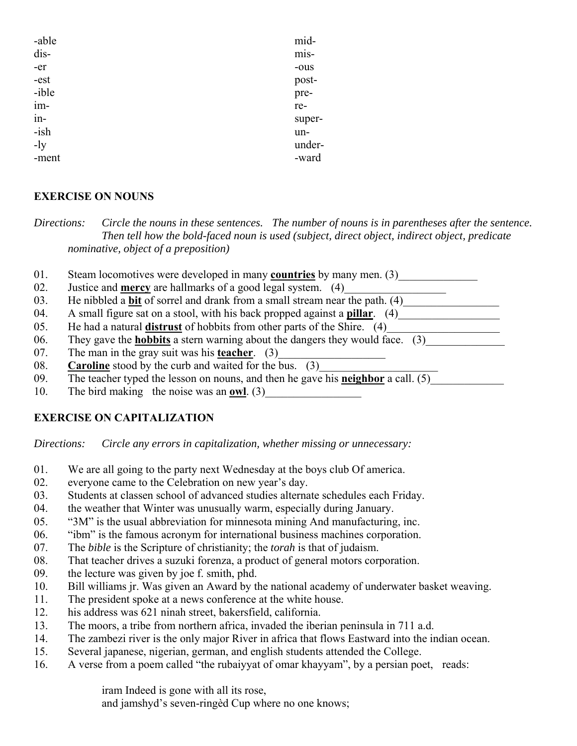| | |
|---|---|
| -able | mid- |
| dis- | mis- |
| -er | -ous |
| -est | post- |
| -ible | pre- |
| im- | re- |
| in- | super- |
| -ish | un- |
| -ly | under- |
| -ment | -ward |

**EXERCISE ON NOUNS**

*Directions: Circle the nouns in these sentences. The number of nouns is in parentheses after the sentence. Then tell how the bold-faced noun is used (subject, direct object, indirect object, predicate nominative, object of a preposition)*

01. Steam locomotives were developed in many **countries** by many men. (3)______________
02. Justice and **mercy** are hallmarks of a good legal system. (4)__________________
03. He nibbled a **bit** of sorrel and drank from a small stream near the path. (4)_________________
04. A small figure sat on a stool, with his back propped against a **pillar**. (4)__________________
05. He had a natural **distrust** of hobbits from other parts of the Shire. (4)____________________
06. They gave the **hobbits** a stern warning about the dangers they would face. (3)______________
07. The man in the gray suit was his **teacher**. (3)___________________
08. **Caroline** stood by the curb and waited for the bus. (3)_____________________
09. The teacher typed the lesson on nouns, and then he gave his **neighbor** a call. (5)_____________
10. The bird making the noise was an **owl**. (3)_________________

**EXERCISE ON CAPITALIZATION**

*Directions: Circle any errors in capitalization, whether missing or unnecessary:*

01. We are all going to the party next Wednesday at the boys club Of america.
02. everyone came to the Celebration on new year's day.
03. Students at classen school of advanced studies alternate schedules each Friday.
04. the weather that Winter was unusually warm, especially during January.
05. "3M" is the usual abbreviation for minnesota mining And manufacturing, inc.
06. "ibm" is the famous acronym for international business machines corporation.
07. The *bible* is the Scripture of christianity; the *torah* is that of judaism.
08. That teacher drives a suzuki forenza, a product of general motors corporation.
09. the lecture was given by joe f. smith, phd.
10. Bill williams jr. Was given an Award by the national academy of underwater basket weaving.
11. The president spoke at a news conference at the white house.
12. his address was 621 ninah street, bakersfield, california.
13. The moors, a tribe from northern africa, invaded the iberian peninsula in 711 a.d.
14. The zambezi river is the only major River in africa that flows Eastward into the indian ocean.
15. Several japanese, nigerian, german, and english students attended the College.
16. A verse from a poem called "the rubaiyyat of omar khayyam", by a persian poet, reads:

    iram Indeed is gone with all its rose,
    and jamshyd's seven-ringèd Cup where no one knows;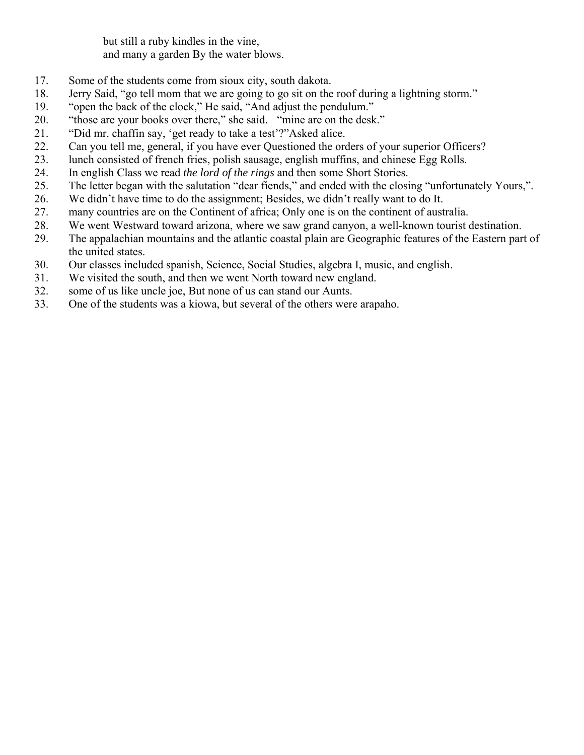but still a ruby kindles in the vine,
and many a garden By the water blows.

17. Some of the students come from sioux city, south dakota.
18. Jerry Said, “go tell mom that we are going to go sit on the roof during a lightning storm.”
19. “open the back of the clock,” He said, “And adjust the pendulum.”
20. “those are your books over there,” she said. “mine are on the desk.”
21. “Did mr. chaffin say, ‘get ready to take a test’?”Asked alice.
22. Can you tell me, general, if you have ever Questioned the orders of your superior Officers?
23. lunch consisted of french fries, polish sausage, english muffins, and chinese Egg Rolls.
24. In english Class we read *the lord of the rings* and then some Short Stories.
25. The letter began with the salutation “dear fiends,” and ended with the closing “unfortunately Yours,”.
26. We didn’t have time to do the assignment; Besides, we didn’t really want to do It.
27. many countries are on the Continent of africa; Only one is on the continent of australia.
28. We went Westward toward arizona, where we saw grand canyon, a well-known tourist destination.
29. The appalachian mountains and the atlantic coastal plain are Geographic features of the Eastern part of the united states.
30. Our classes included spanish, Science, Social Studies, algebra I, music, and english.
31. We visited the south, and then we went North toward new england.
32. some of us like uncle joe, But none of us can stand our Aunts.
33. One of the students was a kiowa, but several of the others were arapaho.